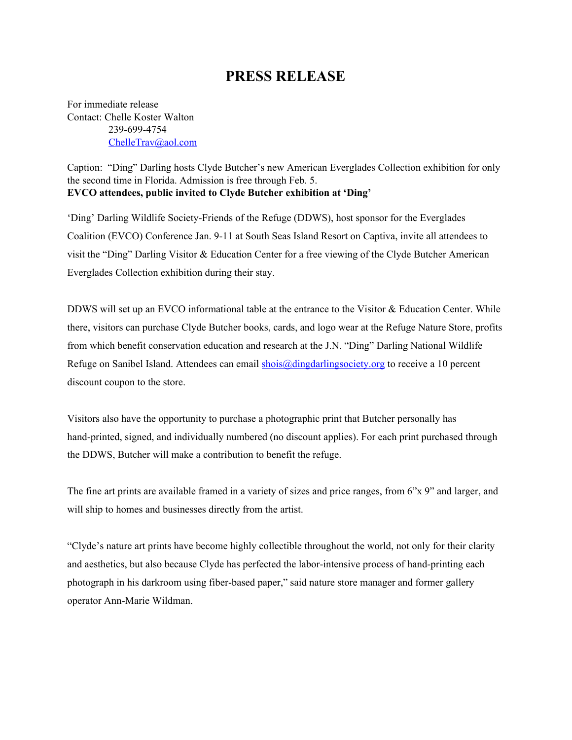# PRESS RELEASE

For immediate release
Contact: Chelle Koster Walton
239-699-4754
ChelleTrav@aol.com

Caption: "Ding" Darling hosts Clyde Butcher's new American Everglades Collection exhibition for only the second time in Florida. Admission is free through Feb. 5.

**EVCO attendees, public invited to Clyde Butcher exhibition at 'Ding'**

'Ding' Darling Wildlife Society-Friends of the Refuge (DDWS), host sponsor for the Everglades Coalition (EVCO) Conference Jan. 9-11 at South Seas Island Resort on Captiva, invite all attendees to visit the "Ding" Darling Visitor & Education Center for a free viewing of the Clyde Butcher American Everglades Collection exhibition during their stay.

DDWS will set up an EVCO informational table at the entrance to the Visitor & Education Center. While there, visitors can purchase Clyde Butcher books, cards, and logo wear at the Refuge Nature Store, profits from which benefit conservation education and research at the J.N. "Ding" Darling National Wildlife Refuge on Sanibel Island. Attendees can email shois@dingdarlingsociety.org to receive a 10 percent discount coupon to the store.

Visitors also have the opportunity to purchase a photographic print that Butcher personally has hand-printed, signed, and individually numbered (no discount applies). For each print purchased through the DDWS, Butcher will make a contribution to benefit the refuge.

The fine art prints are available framed in a variety of sizes and price ranges, from 6"x 9" and larger, and will ship to homes and businesses directly from the artist.

"Clyde's nature art prints have become highly collectible throughout the world, not only for their clarity and aesthetics, but also because Clyde has perfected the labor-intensive process of hand-printing each photograph in his darkroom using fiber-based paper," said nature store manager and former gallery operator Ann-Marie Wildman.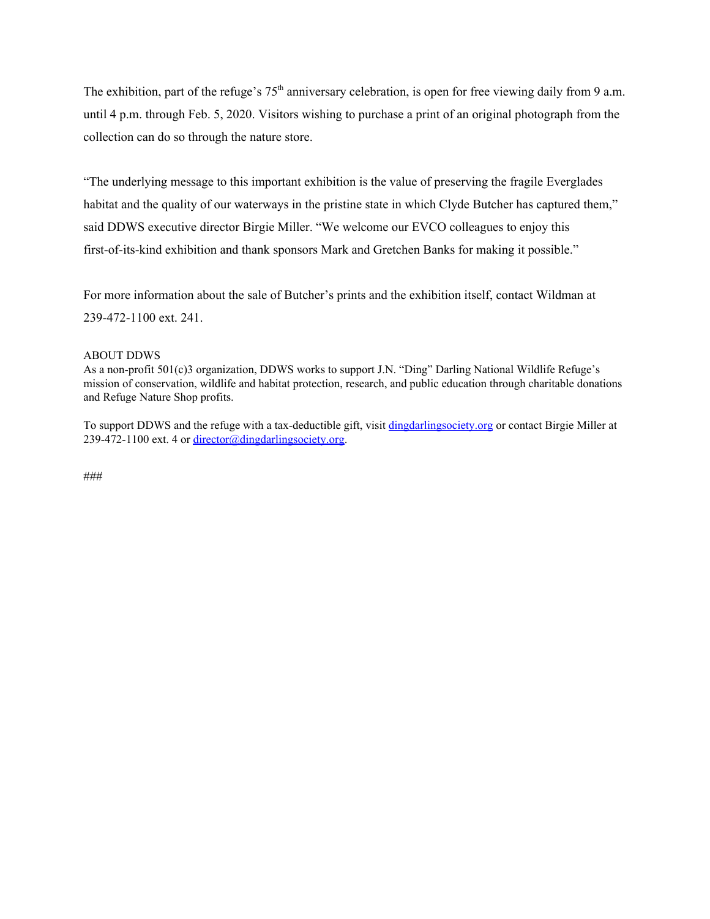The exhibition, part of the refuge's 75th anniversary celebration, is open for free viewing daily from 9 a.m. until 4 p.m. through Feb. 5, 2020. Visitors wishing to purchase a print of an original photograph from the collection can do so through the nature store.

"The underlying message to this important exhibition is the value of preserving the fragile Everglades habitat and the quality of our waterways in the pristine state in which Clyde Butcher has captured them," said DDWS executive director Birgie Miller. "We welcome our EVCO colleagues to enjoy this first-of-its-kind exhibition and thank sponsors Mark and Gretchen Banks for making it possible."

For more information about the sale of Butcher's prints and the exhibition itself, contact Wildman at 239-472-1100 ext. 241.

ABOUT DDWS
As a non-profit 501(c)3 organization, DDWS works to support J.N. "Ding" Darling National Wildlife Refuge's mission of conservation, wildlife and habitat protection, research, and public education through charitable donations and Refuge Nature Shop profits.

To support DDWS and the refuge with a tax-deductible gift, visit [dingdarlingsociety.org](http://dingdarlingsociety.org) or contact Birgie Miller at 239-472-1100 ext. 4 or [director@dingdarlingsociety.org](mailto:director@dingdarlingsociety.org).

###